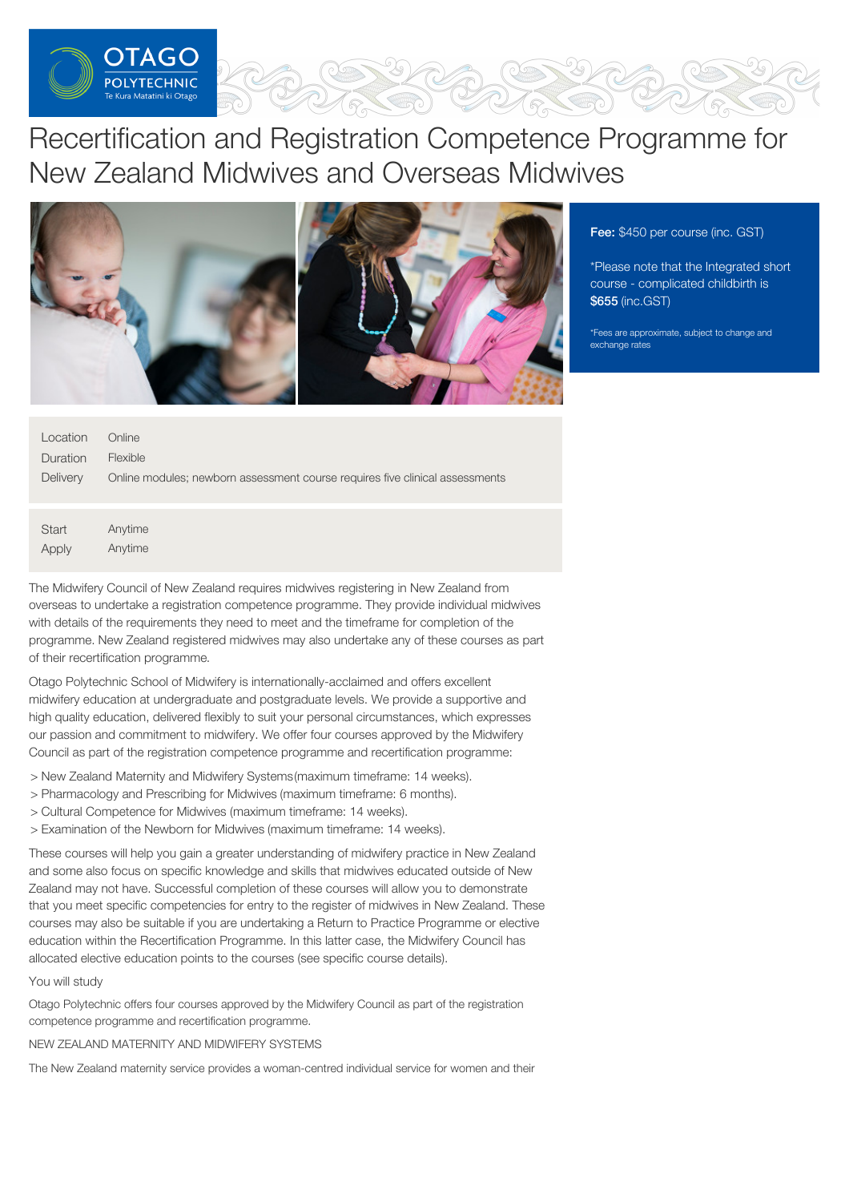# Recertification and Registration Competence Programme for New Zealand Midwives and Overseas Midwives

**Fee:** $450 per course (inc. GST)

*Please note that the Integrated short course - complicated childbirth is **$655** (inc.GST)

*Fees are approximate, subject to change and exchange rates

| | |
|---|---|
| Location | Online |
| Duration | Flexible |
| Delivery | Online modules; newborn assessment course requires five clinical assessments |

| | |
|---|---|
| Start | Anytime |
| Apply | Anytime |

The Midwifery Council of New Zealand requires midwives registering in New Zealand from overseas to undertake a registration competence programme. They provide individual midwives with details of the requirements they need to meet and the timeframe for completion of the programme. New Zealand registered midwives may also undertake any of these courses as part of their recertification programme.

Otago Polytechnic School of Midwifery is internationally-acclaimed and offers excellent midwifery education at undergraduate and postgraduate levels. We provide a supportive and high quality education, delivered flexibly to suit your personal circumstances, which expresses our passion and commitment to midwifery. We offer four courses approved by the Midwifery Council as part of the registration competence programme and recertification programme:

> New Zealand Maternity and Midwifery Systems(maximum timeframe: 14 weeks).
> Pharmacology and Prescribing for Midwives (maximum timeframe: 6 months).
> Cultural Competence for Midwives (maximum timeframe: 14 weeks).
> Examination of the Newborn for Midwives (maximum timeframe: 14 weeks).

These courses will help you gain a greater understanding of midwifery practice in New Zealand and some also focus on specific knowledge and skills that midwives educated outside of New Zealand may not have. Successful completion of these courses will allow you to demonstrate that you meet specific competencies for entry to the register of midwives in New Zealand. These courses may also be suitable if you are undertaking a Return to Practice Programme or elective education within the Recertification Programme. In this latter case, the Midwifery Council has allocated elective education points to the courses (see specific course details).

You will study

Otago Polytechnic offers four courses approved by the Midwifery Council as part of the registration competence programme and recertification programme.

NEW ZEALAND MATERNITY AND MIDWIFERY SYSTEMS

The New Zealand maternity service provides a woman-centred individual service for women and their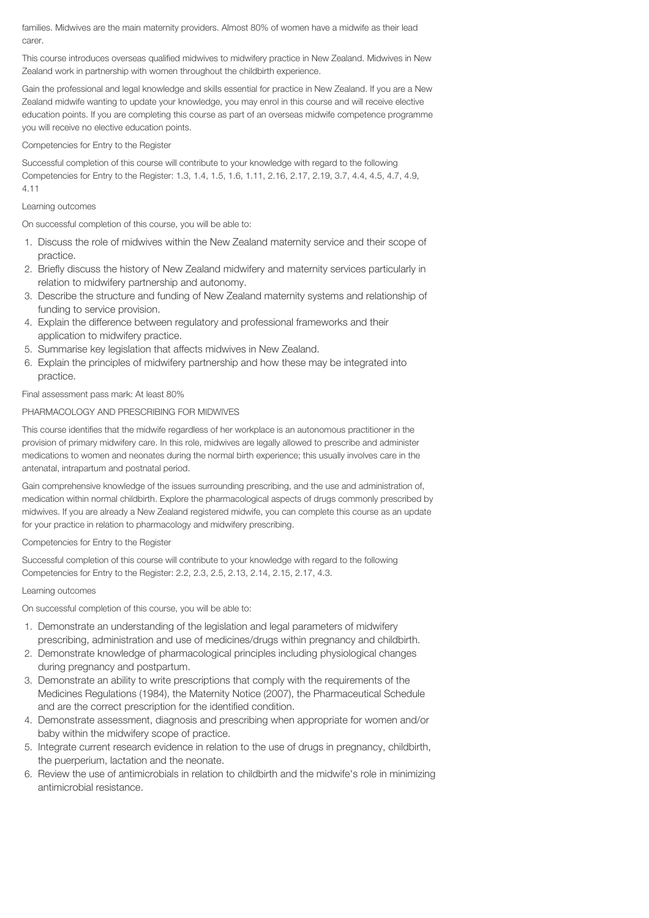families. Midwives are the main maternity providers. Almost 80% of women have a midwife as their lead carer.

This course introduces overseas qualified midwives to midwifery practice in New Zealand. Midwives in New Zealand work in partnership with women throughout the childbirth experience.

Gain the professional and legal knowledge and skills essential for practice in New Zealand. If you are a New Zealand midwife wanting to update your knowledge, you may enrol in this course and will receive elective education points. If you are completing this course as part of an overseas midwife competence programme you will receive no elective education points.

Competencies for Entry to the Register

Successful completion of this course will contribute to your knowledge with regard to the following Competencies for Entry to the Register: 1.3, 1.4, 1.5, 1.6, 1.11, 2.16, 2.17, 2.19, 3.7, 4.4, 4.5, 4.7, 4.9, 4.11

Learning outcomes

On successful completion of this course, you will be able to:

1. Discuss the role of midwives within the New Zealand maternity service and their scope of practice.
2. Briefly discuss the history of New Zealand midwifery and maternity services particularly in relation to midwifery partnership and autonomy.
3. Describe the structure and funding of New Zealand maternity systems and relationship of funding to service provision.
4. Explain the difference between regulatory and professional frameworks and their application to midwifery practice.
5. Summarise key legislation that affects midwives in New Zealand.
6. Explain the principles of midwifery partnership and how these may be integrated into practice.

Final assessment pass mark: At least 80%

PHARMACOLOGY AND PRESCRIBING FOR MIDWIVES

This course identifies that the midwife regardless of her workplace is an autonomous practitioner in the provision of primary midwifery care. In this role, midwives are legally allowed to prescribe and administer medications to women and neonates during the normal birth experience; this usually involves care in the antenatal, intrapartum and postnatal period.

Gain comprehensive knowledge of the issues surrounding prescribing, and the use and administration of, medication within normal childbirth. Explore the pharmacological aspects of drugs commonly prescribed by midwives. If you are already a New Zealand registered midwife, you can complete this course as an update for your practice in relation to pharmacology and midwifery prescribing.

Competencies for Entry to the Register

Successful completion of this course will contribute to your knowledge with regard to the following Competencies for Entry to the Register: 2.2, 2.3, 2.5, 2.13, 2.14, 2.15, 2.17, 4.3.

Learning outcomes

On successful completion of this course, you will be able to:

1. Demonstrate an understanding of the legislation and legal parameters of midwifery prescribing, administration and use of medicines/drugs within pregnancy and childbirth.
2. Demonstrate knowledge of pharmacological principles including physiological changes during pregnancy and postpartum.
3. Demonstrate an ability to write prescriptions that comply with the requirements of the Medicines Regulations (1984), the Maternity Notice (2007), the Pharmaceutical Schedule and are the correct prescription for the identified condition.
4. Demonstrate assessment, diagnosis and prescribing when appropriate for women and/or baby within the midwifery scope of practice.
5. Integrate current research evidence in relation to the use of drugs in pregnancy, childbirth, the puerperium, lactation and the neonate.
6. Review the use of antimicrobials in relation to childbirth and the midwife's role in minimizing antimicrobial resistance.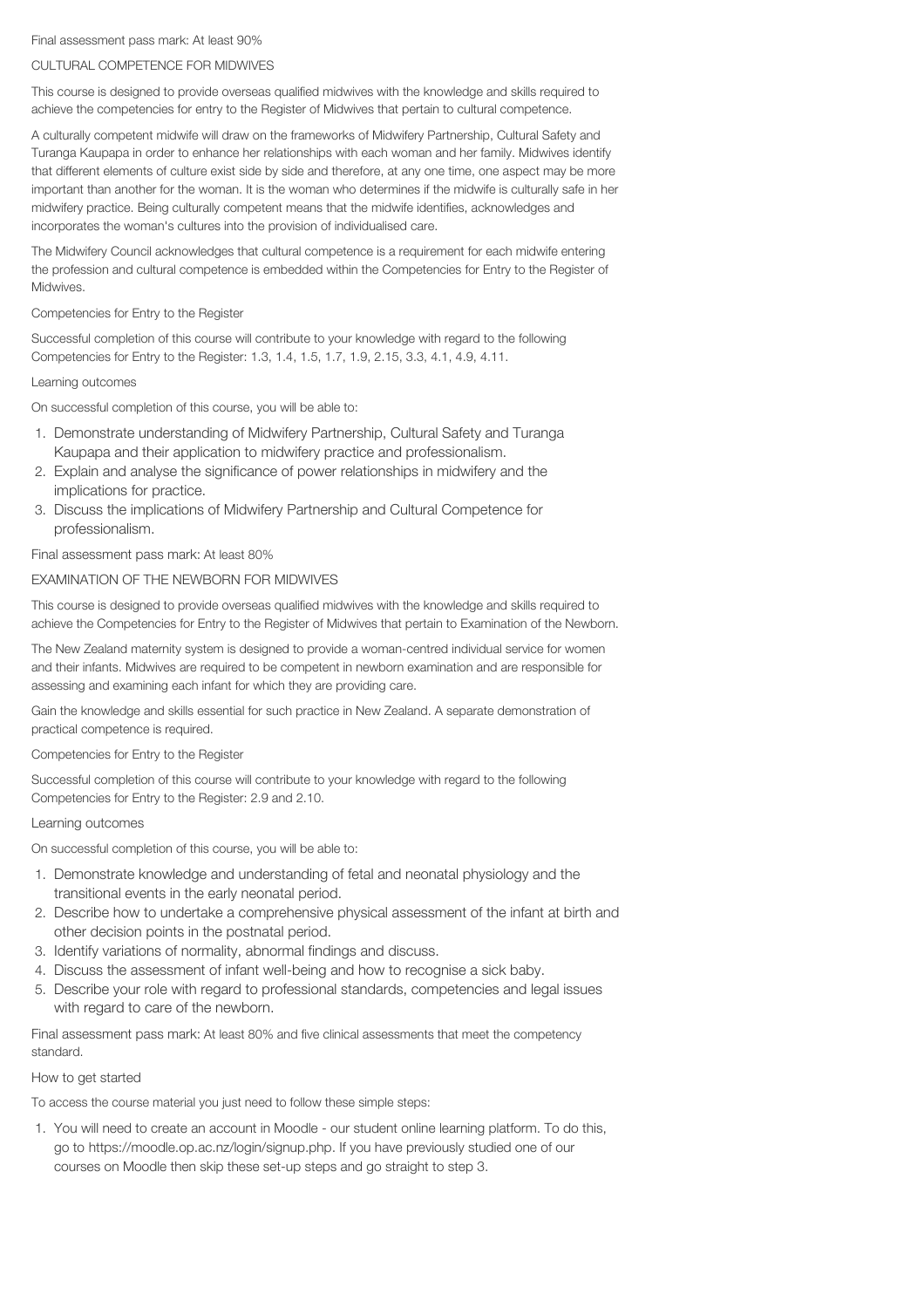Final assessment pass mark: At least 90%

## CULTURAL COMPETENCE FOR MIDWIVES

This course is designed to provide overseas qualified midwives with the knowledge and skills required to achieve the competencies for entry to the Register of Midwives that pertain to cultural competence.

A culturally competent midwife will draw on the frameworks of Midwifery Partnership, Cultural Safety and Turanga Kaupapa in order to enhance her relationships with each woman and her family. Midwives identify that different elements of culture exist side by side and therefore, at any one time, one aspect may be more important than another for the woman. It is the woman who determines if the midwife is culturally safe in her midwifery practice. Being culturally competent means that the midwife identifies, acknowledges and incorporates the woman's cultures into the provision of individualised care.

The Midwifery Council acknowledges that cultural competence is a requirement for each midwife entering the profession and cultural competence is embedded within the Competencies for Entry to the Register of Midwives.

### Competencies for Entry to the Register

Successful completion of this course will contribute to your knowledge with regard to the following Competencies for Entry to the Register: 1.3, 1.4, 1.5, 1.7, 1.9, 2.15, 3.3, 4.1, 4.9, 4.11.

### Learning outcomes

On successful completion of this course, you will be able to:

1. Demonstrate understanding of Midwifery Partnership, Cultural Safety and Turanga Kaupapa and their application to midwifery practice and professionalism.
2. Explain and analyse the significance of power relationships in midwifery and the implications for practice.
3. Discuss the implications of Midwifery Partnership and Cultural Competence for professionalism.

Final assessment pass mark: At least 80%

## EXAMINATION OF THE NEWBORN FOR MIDWIVES

This course is designed to provide overseas qualified midwives with the knowledge and skills required to achieve the Competencies for Entry to the Register of Midwives that pertain to Examination of the Newborn.

The New Zealand maternity system is designed to provide a woman-centred individual service for women and their infants. Midwives are required to be competent in newborn examination and are responsible for assessing and examining each infant for which they are providing care.

Gain the knowledge and skills essential for such practice in New Zealand. A separate demonstration of practical competence is required.

### Competencies for Entry to the Register

Successful completion of this course will contribute to your knowledge with regard to the following Competencies for Entry to the Register: 2.9 and 2.10.

### Learning outcomes

On successful completion of this course, you will be able to:

1. Demonstrate knowledge and understanding of fetal and neonatal physiology and the transitional events in the early neonatal period.
2. Describe how to undertake a comprehensive physical assessment of the infant at birth and other decision points in the postnatal period.
3. Identify variations of normality, abnormal findings and discuss.
4. Discuss the assessment of infant well-being and how to recognise a sick baby.
5. Describe your role with regard to professional standards, competencies and legal issues with regard to care of the newborn.

Final assessment pass mark: At least 80% and five clinical assessments that meet the competency standard.

### How to get started

To access the course material you just need to follow these simple steps:

1. You will need to create an account in Moodle - our student online learning platform. To do this, go to https://moodle.op.ac.nz/login/signup.php. If you have previously studied one of our courses on Moodle then skip these set-up steps and go straight to step 3.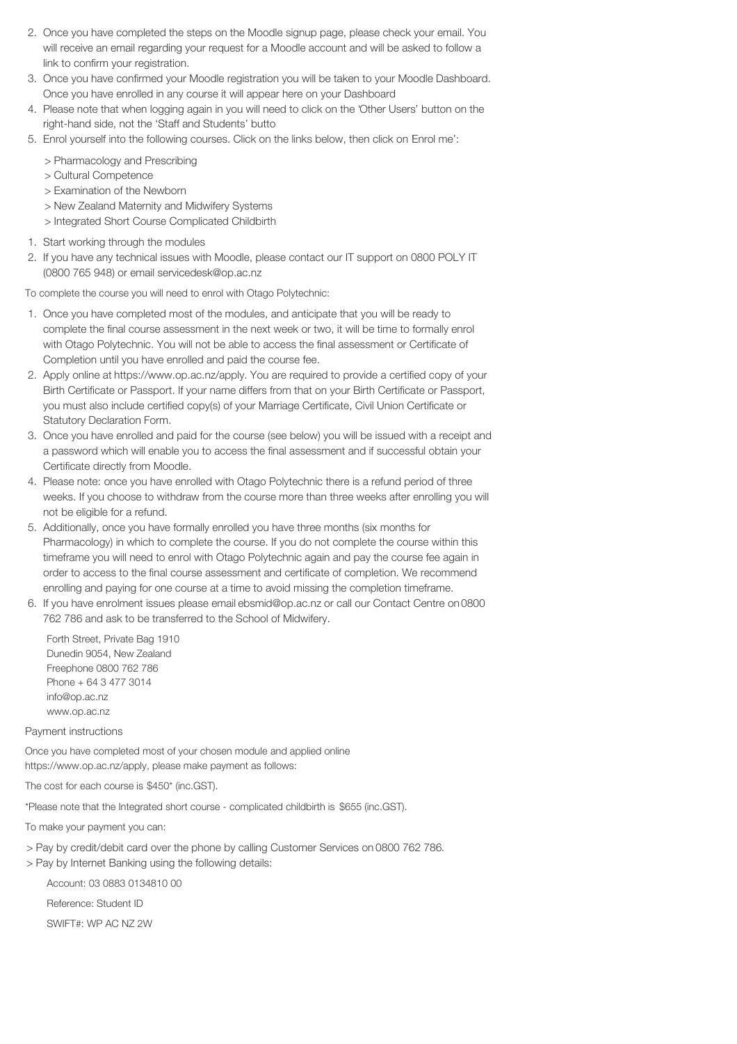2. Once you have completed the steps on the Moodle signup page, please check your email. You will receive an email regarding your request for a Moodle account and will be asked to follow a link to confirm your registration.
3. Once you have confirmed your Moodle registration you will be taken to your Moodle Dashboard. Once you have enrolled in any course it will appear here on your Dashboard
4. Please note that when logging again in you will need to click on the 'Other Users' button on the right-hand side, not the 'Staff and Students' butto
5. Enrol yourself into the following courses. Click on the links below, then click on Enrol me':

   > Pharmacology and Prescribing
   > Cultural Competence
   > Examination of the Newborn
   > New Zealand Maternity and Midwifery Systems
   > Integrated Short Course Complicated Childbirth

1. Start working through the modules
2. If you have any technical issues with Moodle, please contact our IT support on 0800 POLY IT (0800 765 948) or email servicedesk@op.ac.nz

To complete the course you will need to enrol with Otago Polytechnic:

1. Once you have completed most of the modules, and anticipate that you will be ready to complete the final course assessment in the next week or two, it will be time to formally enrol with Otago Polytechnic. You will not be able to access the final assessment or Certificate of Completion until you have enrolled and paid the course fee.
2. Apply online at https://www.op.ac.nz/apply. You are required to provide a certified copy of your Birth Certificate or Passport. If your name differs from that on your Birth Certificate or Passport, you must also include certified copy(s) of your Marriage Certificate, Civil Union Certificate or Statutory Declaration Form.
3. Once you have enrolled and paid for the course (see below) you will be issued with a receipt and a password which will enable you to access the final assessment and if successful obtain your Certificate directly from Moodle.
4. Please note: once you have enrolled with Otago Polytechnic there is a refund period of three weeks. If you choose to withdraw from the course more than three weeks after enrolling you will not be eligible for a refund.
5. Additionally, once you have formally enrolled you have three months (six months for Pharmacology) in which to complete the course. If you do not complete the course within this timeframe you will need to enrol with Otago Polytechnic again and pay the course fee again in order to access to the final course assessment and certificate of completion. We recommend enrolling and paying for one course at a time to avoid missing the completion timeframe.
6. If you have enrolment issues please email ebsmid@op.ac.nz or call our Contact Centre on 0800 762 786 and ask to be transferred to the School of Midwifery.

   Forth Street, Private Bag 1910
   Dunedin 9054, New Zealand
   Freephone 0800 762 786
   Phone + 64 3 477 3014
   info@op.ac.nz
   www.op.ac.nz

Payment instructions

Once you have completed most of your chosen module and applied online https://www.op.ac.nz/apply, please make payment as follows:

The cost for each course is $450* (inc.GST).

*Please note that the Integrated short course - complicated childbirth is $655 (inc.GST).

To make your payment you can:

> Pay by credit/debit card over the phone by calling Customer Services on 0800 762 786.
> Pay by Internet Banking using the following details:

   Account: 03 0883 0134810 00

   Reference: Student ID

   SWIFT#: WP AC NZ 2W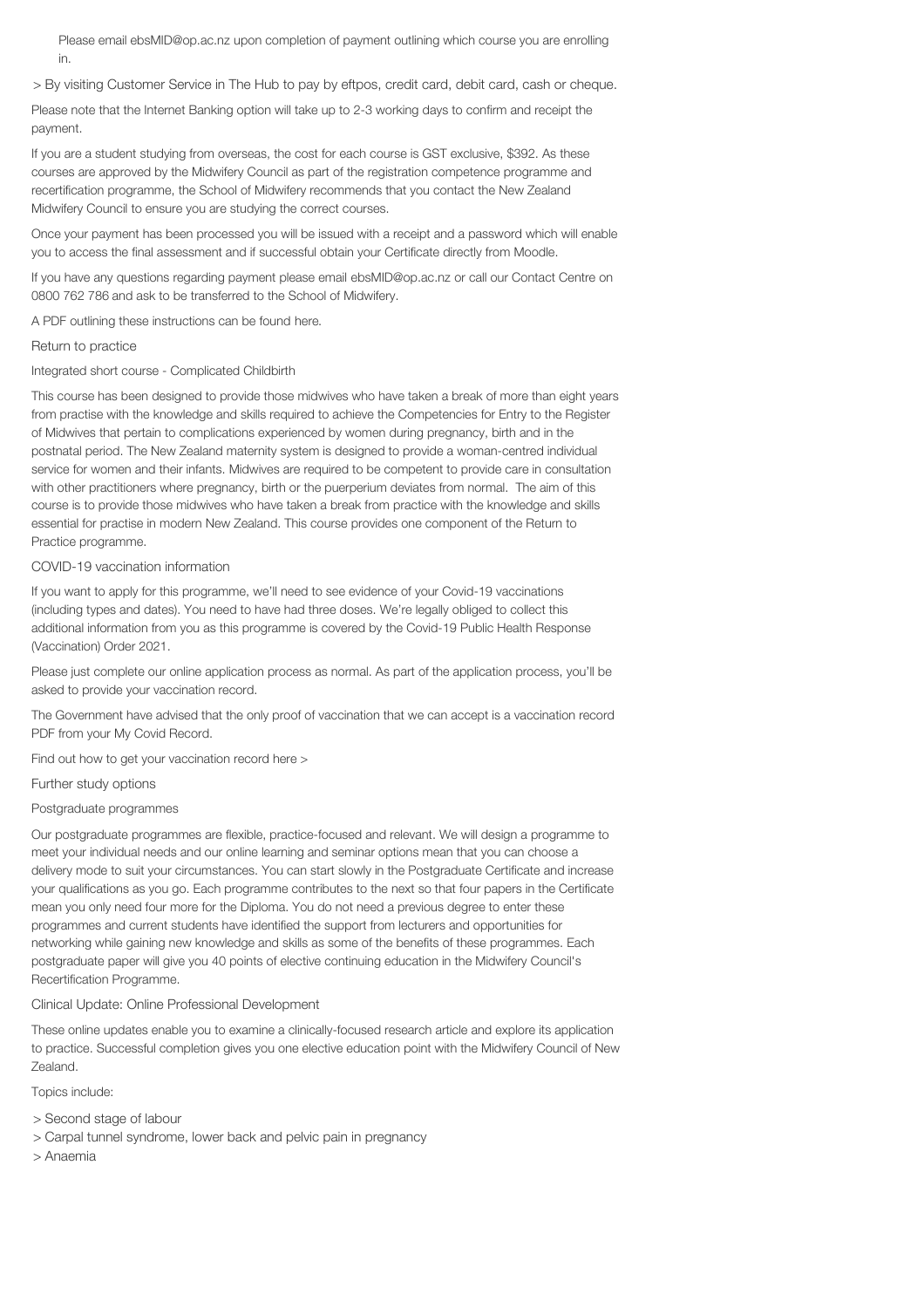Please email ebsMID@op.ac.nz upon completion of payment outlining which course you are enrolling in.

> By visiting Customer Service in The Hub to pay by eftpos, credit card, debit card, cash or cheque.

Please note that the Internet Banking option will take up to 2-3 working days to confirm and receipt the payment.

If you are a student studying from overseas, the cost for each course is GST exclusive, $392. As these courses are approved by the Midwifery Council as part of the registration competence programme and recertification programme, the School of Midwifery recommends that you contact the New Zealand Midwifery Council to ensure you are studying the correct courses.

Once your payment has been processed you will be issued with a receipt and a password which will enable you to access the final assessment and if successful obtain your Certificate directly from Moodle.

If you have any questions regarding payment please email ebsMID@op.ac.nz or call our Contact Centre on 0800 762 786 and ask to be transferred to the School of Midwifery.

A PDF outlining these instructions can be found here.

## Return to practice

### Integrated short course - Complicated Childbirth

This course has been designed to provide those midwives who have taken a break of more than eight years from practise with the knowledge and skills required to achieve the Competencies for Entry to the Register of Midwives that pertain to complications experienced by women during pregnancy, birth and in the postnatal period. The New Zealand maternity system is designed to provide a woman-centred individual service for women and their infants. Midwives are required to be competent to provide care in consultation with other practitioners where pregnancy, birth or the puerperium deviates from normal. The aim of this course is to provide those midwives who have taken a break from practice with the knowledge and skills essential for practise in modern New Zealand. This course provides one component of the Return to Practice programme.

### COVID-19 vaccination information

If you want to apply for this programme, we'll need to see evidence of your Covid-19 vaccinations (including types and dates). You need to have had three doses. We're legally obliged to collect this additional information from you as this programme is covered by the Covid-19 Public Health Response (Vaccination) Order 2021.

Please just complete our online application process as normal. As part of the application process, you'll be asked to provide your vaccination record.

The Government have advised that the only proof of vaccination that we can accept is a vaccination record PDF from your My Covid Record.

Find out how to get your vaccination record here >

## Further study options

### Postgraduate programmes

Our postgraduate programmes are flexible, practice-focused and relevant. We will design a programme to meet your individual needs and our online learning and seminar options mean that you can choose a delivery mode to suit your circumstances. You can start slowly in the Postgraduate Certificate and increase your qualifications as you go. Each programme contributes to the next so that four papers in the Certificate mean you only need four more for the Diploma. You do not need a previous degree to enter these programmes and current students have identified the support from lecturers and opportunities for networking while gaining new knowledge and skills as some of the benefits of these programmes. Each postgraduate paper will give you 40 points of elective continuing education in the Midwifery Council's Recertification Programme.

### Clinical Update: Online Professional Development

These online updates enable you to examine a clinically-focused research article and explore its application to practice. Successful completion gives you one elective education point with the Midwifery Council of New Zealand.

Topics include:

> Second stage of labour
> Carpal tunnel syndrome, lower back and pelvic pain in pregnancy
> Anaemia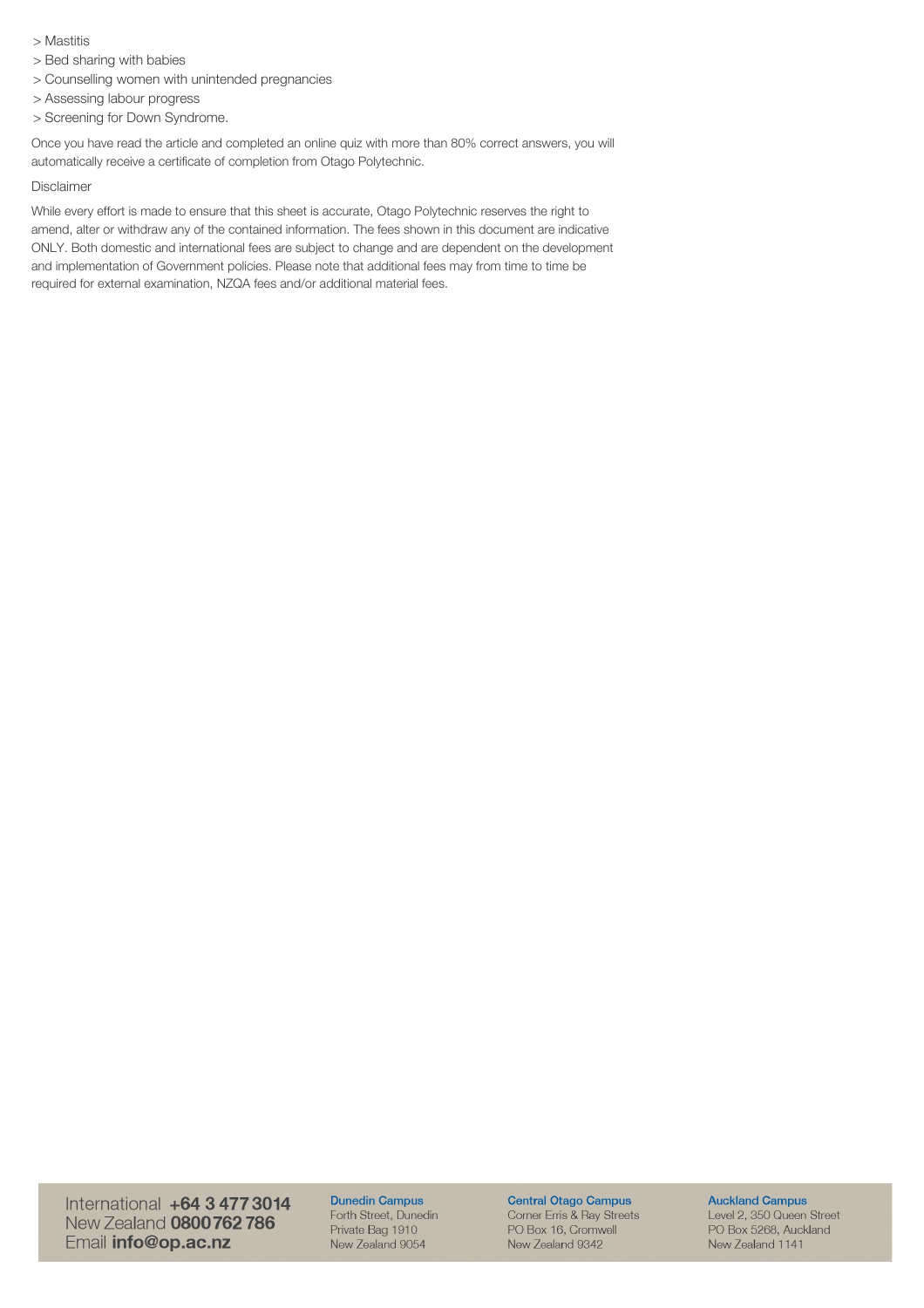- Mastitis
- Bed sharing with babies
- Counselling women with unintended pregnancies
- Assessing labour progress
- Screening for Down Syndrome.

Once you have read the article and completed an online quiz with more than 80% correct answers, you will automatically receive a certificate of completion from Otago Polytechnic.

Disclaimer

While every effort is made to ensure that this sheet is accurate, Otago Polytechnic reserves the right to amend, alter or withdraw any of the contained information. The fees shown in this document are indicative ONLY. Both domestic and international fees are subject to change and are dependent on the development and implementation of Government policies. Please note that additional fees may from time to time be required for external examination, NZQA fees and/or additional material fees.

International **+64 3 477 3014**
New Zealand **0800 762 786**
Email **info@op.ac.nz**

**Dunedin Campus**
Forth Street, Dunedin
Private Bag 1910
New Zealand 9054

**Central Otago Campus**
Corner Erris & Ray Streets
PO Box 16, Cromwell
New Zealand 9342

**Auckland Campus**
Level 2, 350 Queen Street
PO Box 5268, Auckland
New Zealand 1141